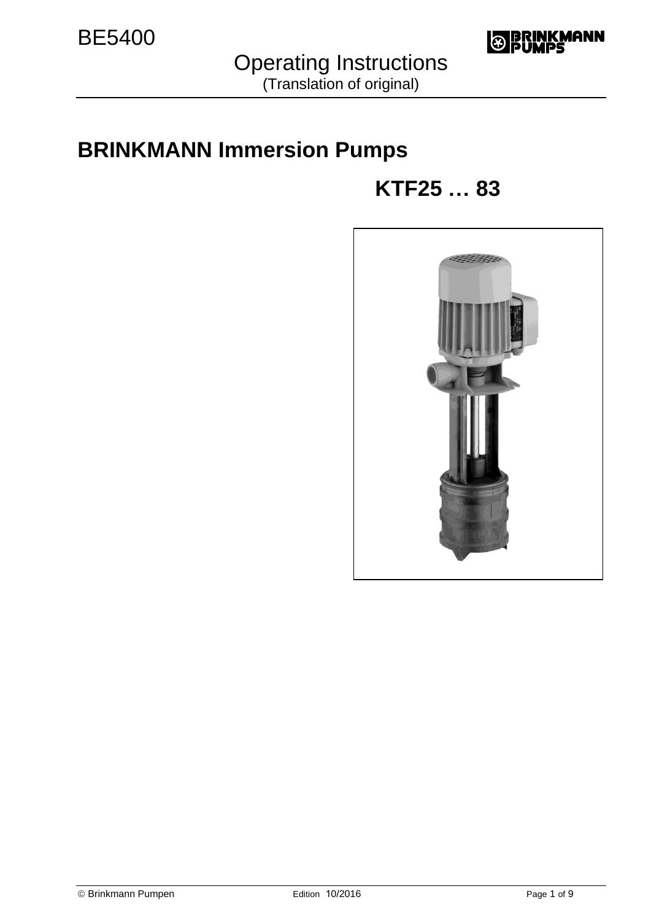BE5400

Operating Instructions
(Translation of original)

# BRINKMANN Immersion Pumps

## KTF25 … 83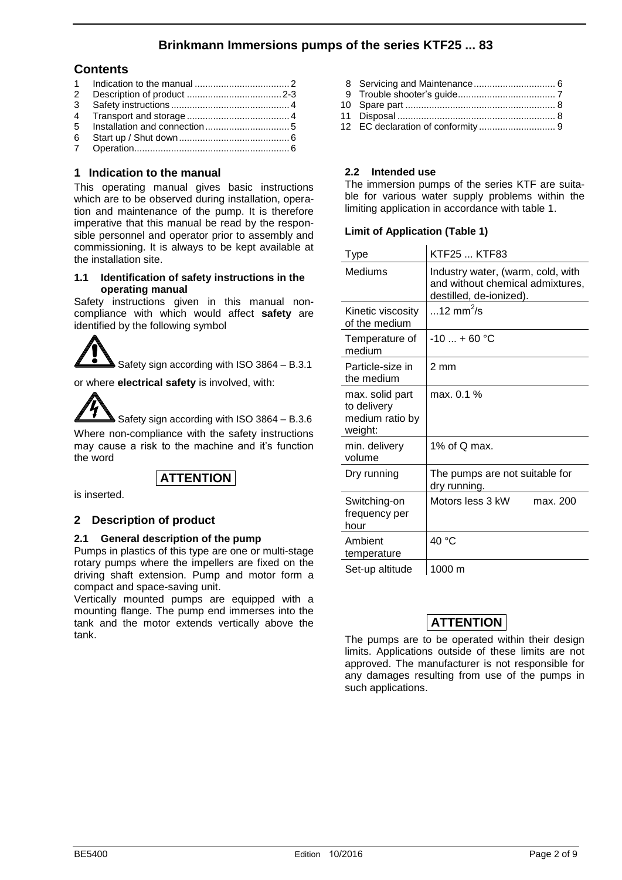# Brinkmann Immersions pumps of the series KTF25 ... 83

## Contents

1 Indication to the manual ... 2
2 Description of product ... 2-3
3 Safety instructions ... 4
4 Transport and storage ... 4
5 Installation and connection ... 5
6 Start up / Shut down ... 6
7 Operation ... 6
8 Servicing and Maintenance ... 6
9 Trouble shooter's guide ... 7
10 Spare part ... 8
11 Disposal ... 8
12 EC declaration of conformity ... 9

## 1 Indication to the manual

This operating manual gives basic instructions which are to be observed during installation, operation and maintenance of the pump. It is therefore imperative that this manual be read by the responsible personnel and operator prior to assembly and commissioning. It is always to be kept available at the installation site.

### 1.1 Identification of safety instructions in the operating manual

Safety instructions given in this manual non-compliance with which would affect **safety** are identified by the following symbol

Safety sign according with ISO 3864 – B.3.1

or where **electrical safety** is involved, with:

Safety sign according with ISO 3864 – B.3.6

Where non-compliance with the safety instructions may cause a risk to the machine and it's function the word

**ATTENTION**

is inserted.

## 2 Description of product

### 2.1 General description of the pump

Pumps in plastics of this type are one or multi-stage rotary pumps where the impellers are fixed on the driving shaft extension. Pump and motor form a compact and space-saving unit.

Vertically mounted pumps are equipped with a mounting flange. The pump end immerses into the tank and the motor extends vertically above the tank.

### 2.2 Intended use

The immersion pumps of the series KTF are suitable for various water supply problems within the limiting application in accordance with table 1.

**Limit of Application (Table 1)**

| Type | KTF25 ... KTF83 |
|---|---|
| Mediums | Industry water, (warm, cold, with and without chemical admixtures, destilled, de-ionized). |
| Kinetic viscosity of the medium | ...12 $mm^2/s$ |
| Temperature of medium | -10 ... + 60 °C |
| Particle-size in the medium | 2 mm |
| max. solid part to delivery medium ratio by weight: | max. 0.1 % |
| min. delivery volume | 1% of Q max. |
| Dry running | The pumps are not suitable for dry running. |
| Switching-on frequency per hour | Motors less 3 kW max. 200 |
| Ambient temperature | 40 °C |
| Set-up altitude | 1000 m |

**ATTENTION**

The pumps are to be operated within their design limits. Applications outside of these limits are not approved. The manufacturer is not responsible for any damages resulting from use of the pumps in such applications.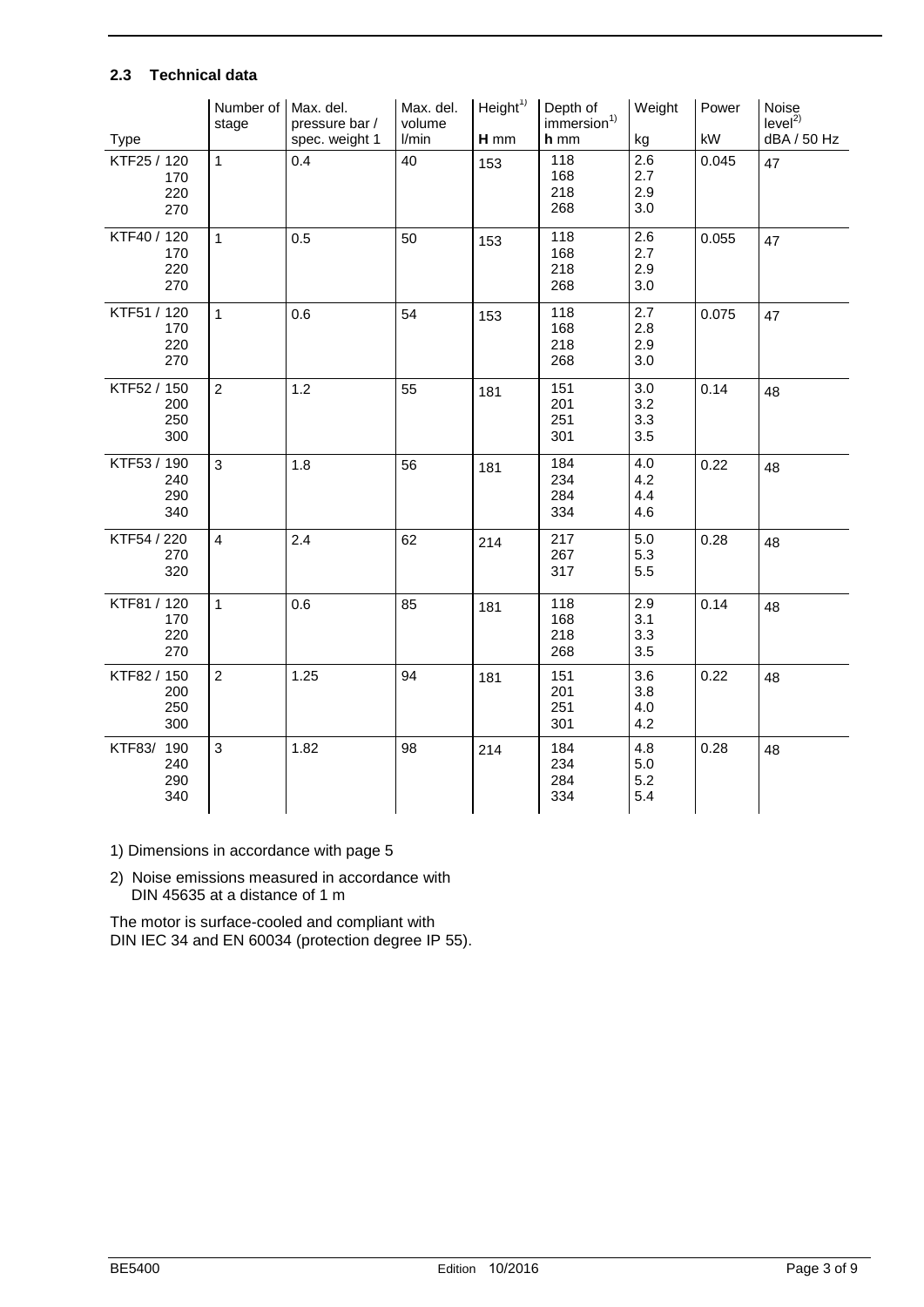### 2.3 Technical data

| Type | Number of stage | Max. del. pressure bar / spec. weight 1 | Max. del. volume l/min | Height[1) ] **H** mm | Depth of immersion[1)] **h** mm | Weight kg | Power kW | Noise level[2)] dBA / 50 Hz |
|---|---|---|---|---|---|---|---|---|
| KTF25 / 120<br>170<br>220<br>270 | 1 | 0.4 | 40 | 153 | 118<br>168<br>218<br>268 | 2.6<br>2.7<br>2.9<br>3.0 | 0.045 | 47 |
| KTF40 / 120<br>170<br>220<br>270 | 1 | 0.5 | 50 | 153 | 118<br>168<br>218<br>268 | 2.6<br>2.7<br>2.9<br>3.0 | 0.055 | 47 |
| KTF51 / 120<br>170<br>220<br>270 | 1 | 0.6 | 54 | 153 | 118<br>168<br>218<br>268 | 2.7<br>2.8<br>2.9<br>3.0 | 0.075 | 47 |
| KTF52 / 150<br>200<br>250<br>300 | 2 | 1.2 | 55 | 181 | 151<br>201<br>251<br>301 | 3.0<br>3.2<br>3.3<br>3.5 | 0.14 | 48 |
| KTF53 / 190<br>240<br>290<br>340 | 3 | 1.8 | 56 | 181 | 184<br>234<br>284<br>334 | 4.0<br>4.2<br>4.4<br>4.6 | 0.22 | 48 |
| KTF54 / 220<br>270<br>320 | 4 | 2.4 | 62 | 214 | 217<br>267<br>317 | 5.0<br>5.3<br>5.5 | 0.28 | 48 |
| KTF81 / 120<br>170<br>220<br>270 | 1 | 0.6 | 85 | 181 | 118<br>168<br>218<br>268 | 2.9<br>3.1<br>3.3<br>3.5 | 0.14 | 48 |
| KTF82 / 150<br>200<br>250<br>300 | 2 | 1.25 | 94 | 181 | 151<br>201<br>251<br>301 | 3.6<br>3.8<br>4.0<br>4.2 | 0.22 | 48 |
| KTF83/ 190<br>240<br>290<br>340 | 3 | 1.82 | 98 | 214 | 184<br>234<br>284<br>334 | 4.8<br>5.0<br>5.2<br>5.4 | 0.28 | 48 |

1) Dimensions in accordance with page 5

2) Noise emissions measured in accordance with DIN 45635 at a distance of 1 m

The motor is surface-cooled and compliant with DIN IEC 34 and EN 60034 (protection degree IP 55).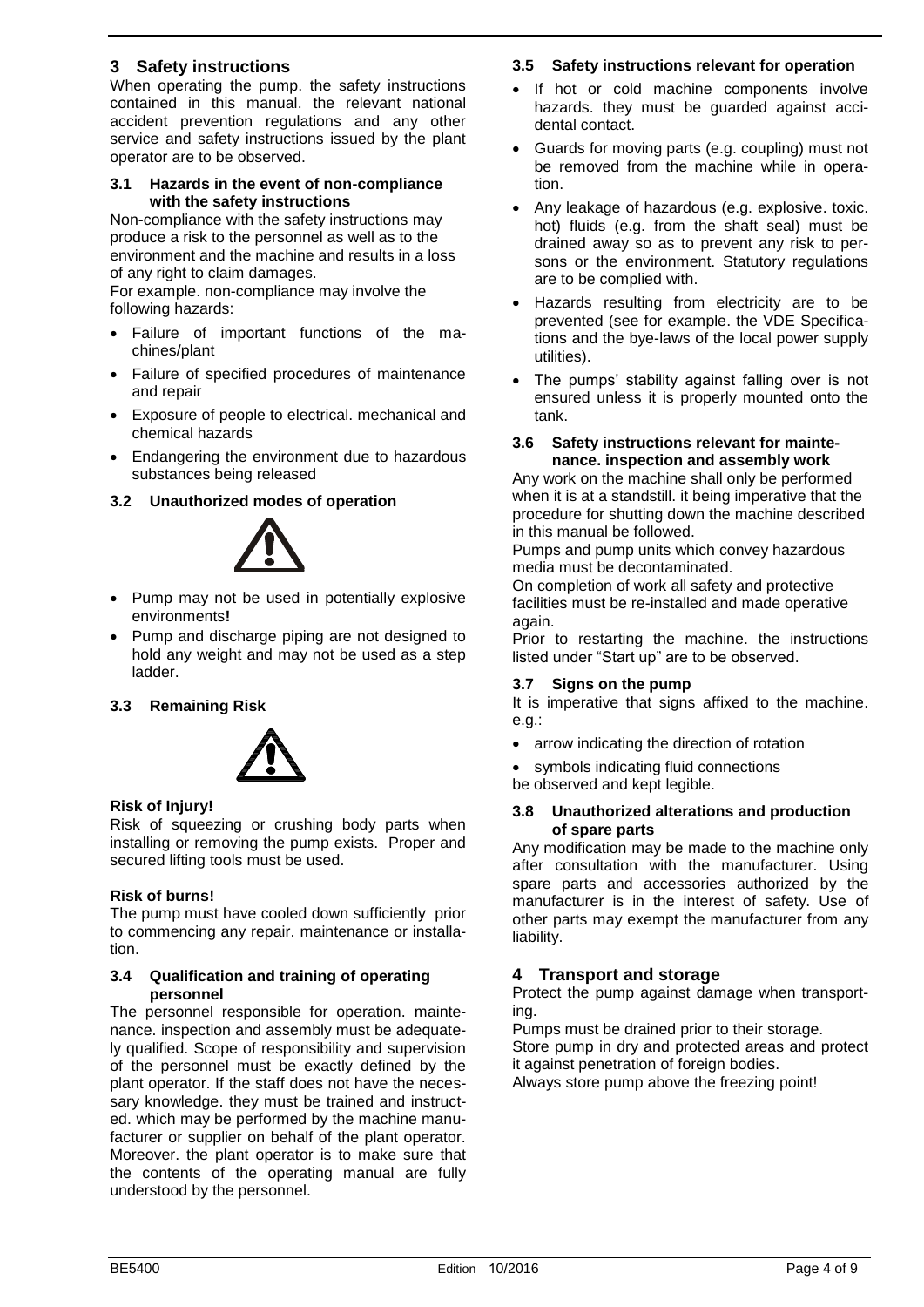## 3 Safety instructions

When operating the pump. the safety instructions contained in this manual. the relevant national accident prevention regulations and any other service and safety instructions issued by the plant operator are to be observed.

### 3.1 Hazards in the event of non-compliance with the safety instructions

Non-compliance with the safety instructions may produce a risk to the personnel as well as to the environment and the machine and results in a loss of any right to claim damages.

For example. non-compliance may involve the following hazards:

- Failure of important functions of the machines/plant
- Failure of specified procedures of maintenance and repair
- Exposure of people to electrical. mechanical and chemical hazards
- Endangering the environment due to hazardous substances being released

### 3.2 Unauthorized modes of operation

- Pump may not be used in potentially explosive environments**!**
- Pump and discharge piping are not designed to hold any weight and may not be used as a step ladder.

### 3.3 Remaining Risk

**Risk of Injury!**

Risk of squeezing or crushing body parts when installing or removing the pump exists. Proper and secured lifting tools must be used.

**Risk of burns!**

The pump must have cooled down sufficiently prior to commencing any repair. maintenance or installation.

### 3.4 Qualification and training of operating personnel

The personnel responsible for operation. maintenance. inspection and assembly must be adequately qualified. Scope of responsibility and supervision of the personnel must be exactly defined by the plant operator. If the staff does not have the necessary knowledge. they must be trained and instructed. which may be performed by the machine manufacturer or supplier on behalf of the plant operator. Moreover. the plant operator is to make sure that the contents of the operating manual are fully understood by the personnel.

### 3.5 Safety instructions relevant for operation

- If hot or cold machine components involve hazards. they must be guarded against accidental contact.
- Guards for moving parts (e.g. coupling) must not be removed from the machine while in operation.
- Any leakage of hazardous (e.g. explosive. toxic. hot) fluids (e.g. from the shaft seal) must be drained away so as to prevent any risk to persons or the environment. Statutory regulations are to be complied with.
- Hazards resulting from electricity are to be prevented (see for example. the VDE Specifications and the bye-laws of the local power supply utilities).
- The pumps' stability against falling over is not ensured unless it is properly mounted onto the tank.

### 3.6 Safety instructions relevant for maintenance. inspection and assembly work

Any work on the machine shall only be performed when it is at a standstill. it being imperative that the procedure for shutting down the machine described in this manual be followed.

Pumps and pump units which convey hazardous media must be decontaminated.

On completion of work all safety and protective facilities must be re-installed and made operative again.

Prior to restarting the machine. the instructions listed under "Start up" are to be observed.

### 3.7 Signs on the pump

It is imperative that signs affixed to the machine. e.g.:

- arrow indicating the direction of rotation
- symbols indicating fluid connections

be observed and kept legible.

### 3.8 Unauthorized alterations and production of spare parts

Any modification may be made to the machine only after consultation with the manufacturer. Using spare parts and accessories authorized by the manufacturer is in the interest of safety. Use of other parts may exempt the manufacturer from any liability.

## 4 Transport and storage

Protect the pump against damage when transporting.

Pumps must be drained prior to their storage.

Store pump in dry and protected areas and protect it against penetration of foreign bodies.

Always store pump above the freezing point!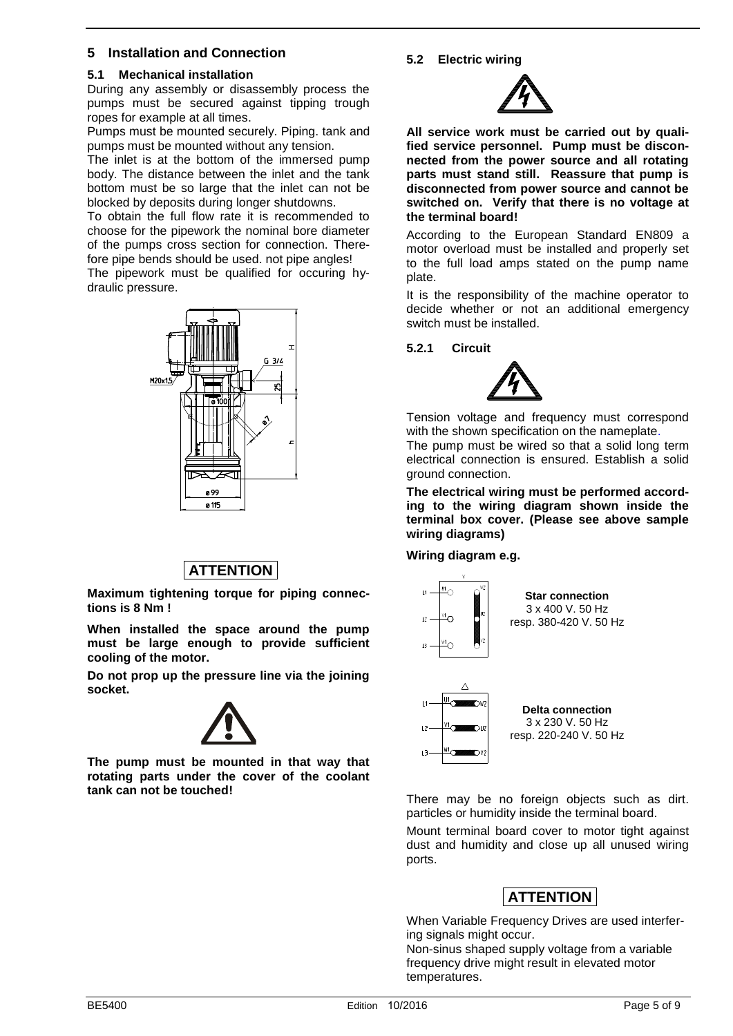## 5 Installation and Connection

### 5.1 Mechanical installation

During any assembly or disassembly process the pumps must be secured against tipping trough ropes for example at all times.

Pumps must be mounted securely. Piping. tank and pumps must be mounted without any tension.

The inlet is at the bottom of the immersed pump body. The distance between the inlet and the tank bottom must be so large that the inlet can not be blocked by deposits during longer shutdowns.

To obtain the full flow rate it is recommended to choose for the pipework the nominal bore diameter of the pumps cross section for connection. Therefore pipe bends should be used. not pipe angles!

The pipework must be qualified for occuring hydraulic pressure.

**ATTENTION**

**Maximum tightening torque for piping connections is 8 Nm !**

**When installed the space around the pump must be large enough to provide sufficient cooling of the motor.**

**Do not prop up the pressure line via the joining socket.**

**The pump must be mounted in that way that rotating parts under the cover of the coolant tank can not be touched!**

### 5.2 Electric wiring

**All service work must be carried out by qualified service personnel. Pump must be disconnected from the power source and all rotating parts must stand still. Reassure that pump is disconnected from power source and cannot be switched on. Verify that there is no voltage at the terminal board!**

According to the European Standard EN809 a motor overload must be installed and properly set to the full load amps stated on the pump name plate.

It is the responsibility of the machine operator to decide whether or not an additional emergency switch must be installed.

#### 5.2.1 Circuit

Tension voltage and frequency must correspond with the shown specification on the nameplate.

The pump must be wired so that a solid long term electrical connection is ensured. Establish a solid ground connection.

**The electrical wiring must be performed according to the wiring diagram shown inside the terminal box cover. (Please see above sample wiring diagrams)**

**Wiring diagram e.g.**

**Star connection**
3 x 400 V. 50 Hz
resp. 380-420 V. 50 Hz

**Delta connection**
3 x 230 V. 50 Hz
resp. 220-240 V. 50 Hz

There may be no foreign objects such as dirt. particles or humidity inside the terminal board.

Mount terminal board cover to motor tight against dust and humidity and close up all unused wiring ports.

**ATTENTION**

When Variable Frequency Drives are used interfering signals might occur.

Non-sinus shaped supply voltage from a variable frequency drive might result in elevated motor temperatures.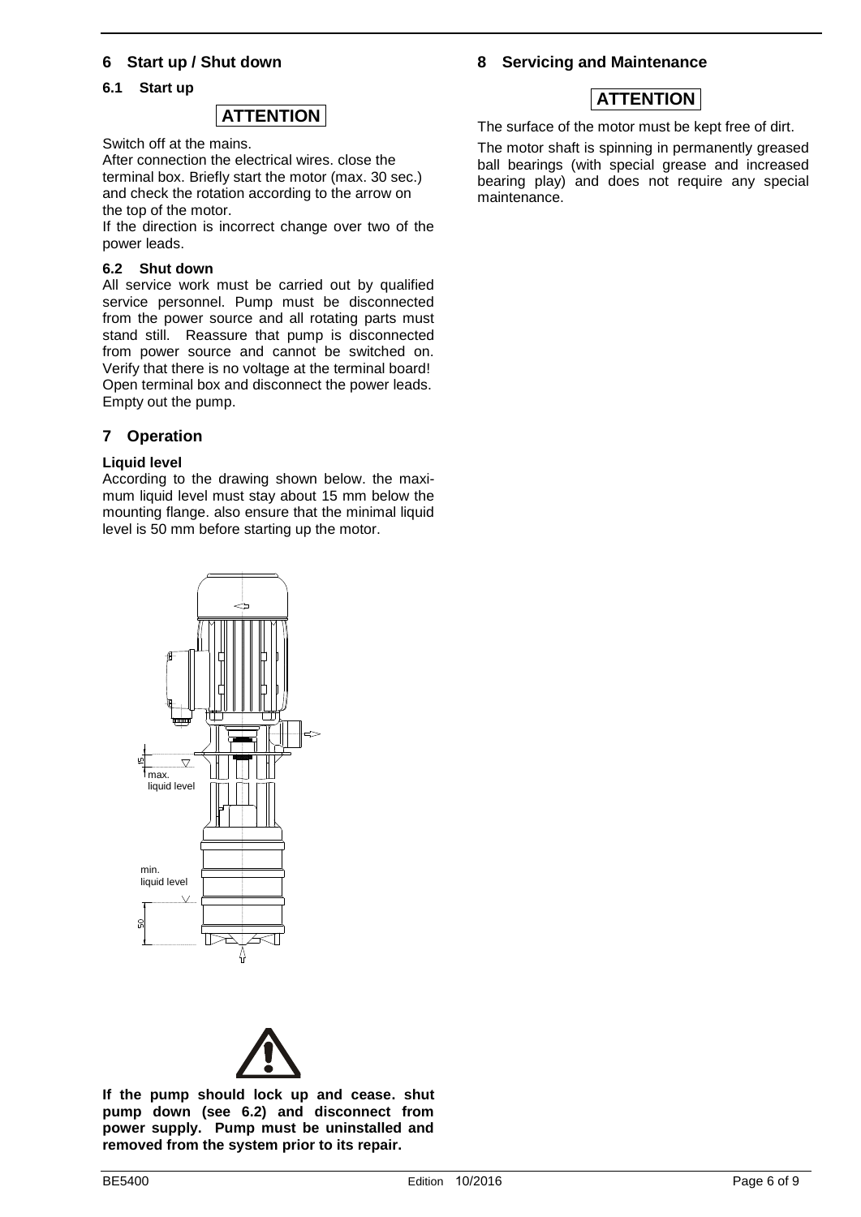## 6 Start up / Shut down

### 6.1 Start up

**ATTENTION**

Switch off at the mains.

After connection the electrical wires. close the terminal box. Briefly start the motor (max. 30 sec.) and check the rotation according to the arrow on the top of the motor.

If the direction is incorrect change over two of the power leads.

### 6.2 Shut down

All service work must be carried out by qualified service personnel. Pump must be disconnected from the power source and all rotating parts must stand still. Reassure that pump is disconnected from power source and cannot be switched on. Verify that there is no voltage at the terminal board! Open terminal box and disconnect the power leads. Empty out the pump.

## 7 Operation

**Liquid level**

According to the drawing shown below. the maximum liquid level must stay about 15 mm below the mounting flange. also ensure that the minimal liquid level is 50 mm before starting up the motor.

max. liquid level

min. liquid level

**If the pump should lock up and cease. shut pump down (see 6.2) and disconnect from power supply. Pump must be uninstalled and removed from the system prior to its repair.**

## 8 Servicing and Maintenance

**ATTENTION**

The surface of the motor must be kept free of dirt.

The motor shaft is spinning in permanently greased ball bearings (with special grease and increased bearing play) and does not require any special maintenance.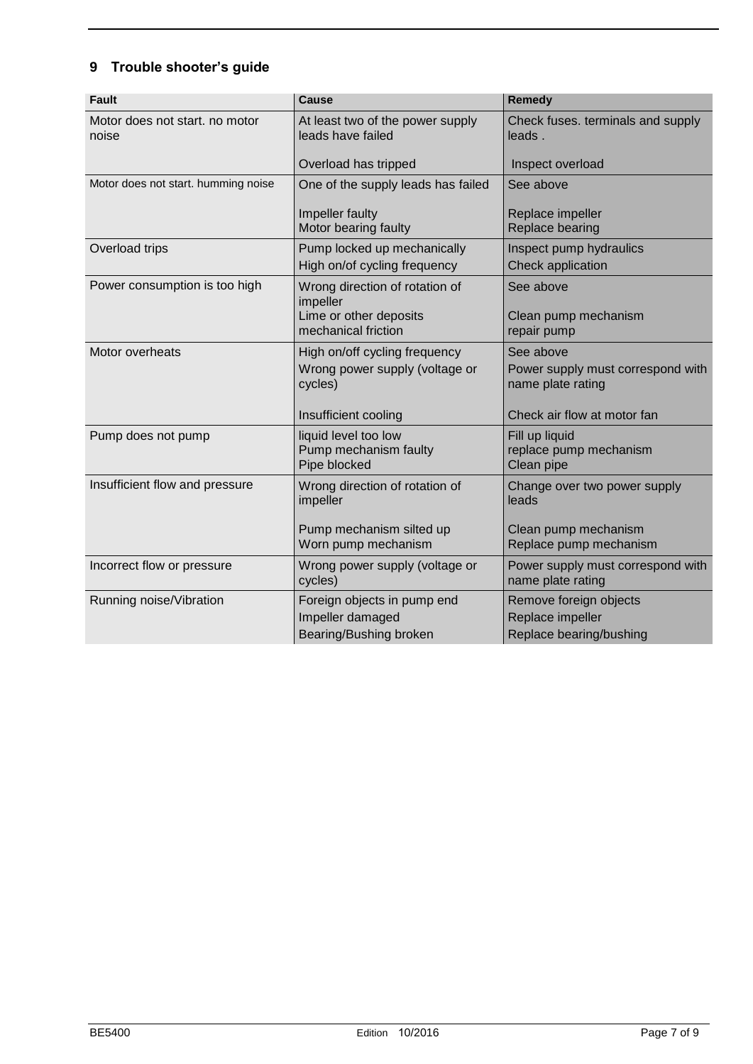## 9 Trouble shooter's guide

| Fault | Cause | Remedy |
|---|---|---|
| Motor does not start. no motor noise | At least two of the power supply leads have failed<br><br>Overload has tripped | Check fuses. terminals and supply leads .<br><br>Inspect overload |
| Motor does not start. humming noise | One of the supply leads has failed<br><br>Impeller faulty<br>Motor bearing faulty | See above<br><br>Replace impeller<br>Replace bearing |
| Overload trips | Pump locked up mechanically<br>High on/of cycling frequency | Inspect pump hydraulics<br>Check application |
| Power consumption is too high | Wrong direction of rotation of impeller<br>Lime or other deposits<br>mechanical friction | See above<br><br>Clean pump mechanism<br>repair pump |
| Motor overheats | High on/off cycling frequency<br>Wrong power supply (voltage or cycles)<br><br>Insufficient cooling | See above<br>Power supply must correspond with name plate rating<br><br>Check air flow at motor fan |
| Pump does not pump | liquid level too low<br>Pump mechanism faulty<br>Pipe blocked | Fill up liquid<br>replace pump mechanism<br>Clean pipe |
| Insufficient flow and pressure | Wrong direction of rotation of impeller<br><br>Pump mechanism silted up<br>Worn pump mechanism | Change over two power supply leads<br><br>Clean pump mechanism<br>Replace pump mechanism |
| Incorrect flow or pressure | Wrong power supply (voltage or cycles) | Power supply must correspond with name plate rating |
| Running noise/Vibration | Foreign objects in pump end<br>Impeller damaged<br>Bearing/Bushing broken | Remove foreign objects<br>Replace impeller<br>Replace bearing/bushing |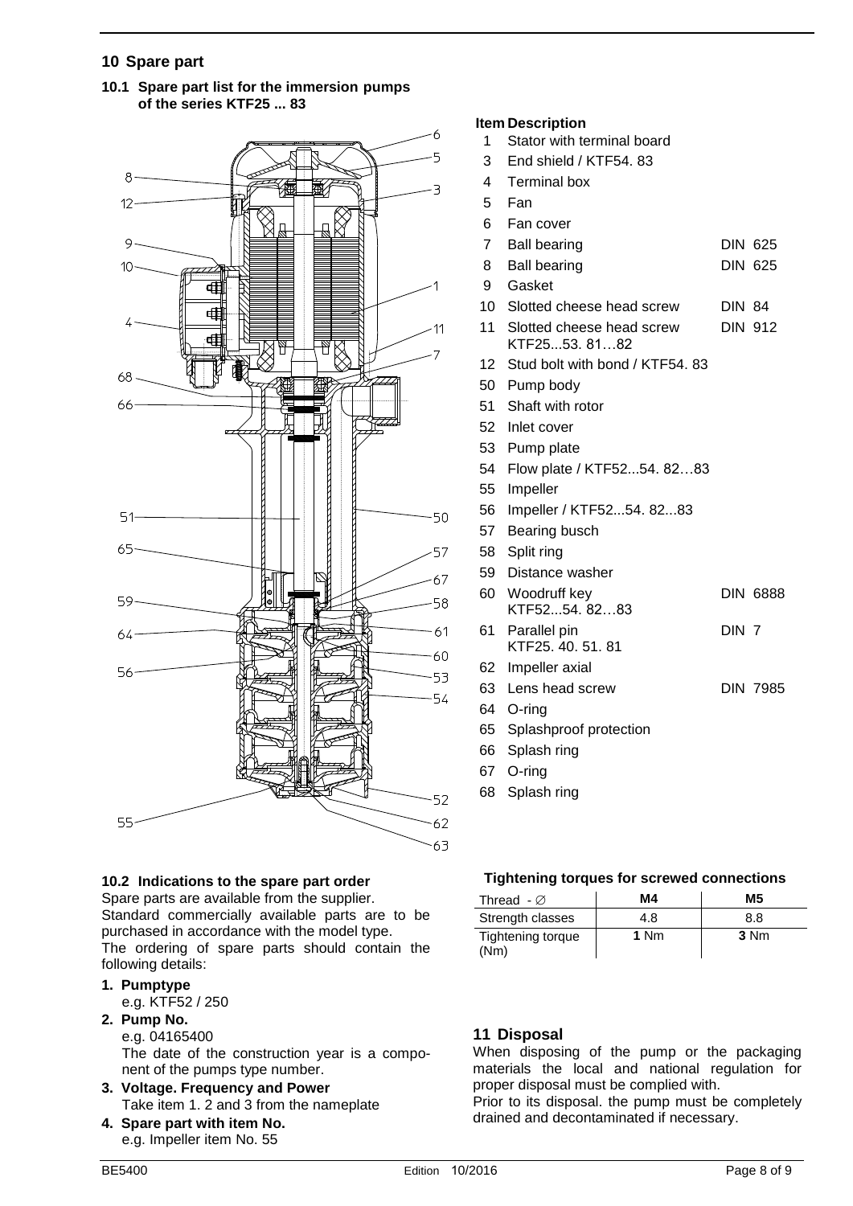# 10 Spare part

## 10.1 Spare part list for the immersion pumps of the series KTF25 ... 83

6
5
8
3
12
9
10
1
4
11
7
68
66
51
50
65
57
67
59
58
64
61
60
56
53
54
52
55
62
63

| Item | Description | |
|---|---|---|
| 1 | Stator with terminal board | |
| 3 | End shield / KTF54. 83 | |
| 4 | Terminal box | |
| 5 | Fan | |
| 6 | Fan cover | |
| 7 | Ball bearing | DIN 625 |
| 8 | Ball bearing | DIN 625 |
| 9 | Gasket | |
| 10 | Slotted cheese head screw | DIN 84 |
| 11 | Slotted cheese head screw KTF25...53. 81…82 | DIN 912 |
| 12 | Stud bolt with bond / KTF54. 83 | |
| 50 | Pump body | |
| 51 | Shaft with rotor | |
| 52 | Inlet cover | |
| 53 | Pump plate | |
| 54 | Flow plate / KTF52...54. 82…83 | |
| 55 | Impeller | |
| 56 | Impeller / KTF52...54. 82...83 | |
| 57 | Bearing busch | |
| 58 | Split ring | |
| 59 | Distance washer | |
| 60 | Woodruff key KTF52...54. 82…83 | DIN 6888 |
| 61 | Parallel pin KTF25. 40. 51. 81 | DIN 7 |
| 62 | Impeller axial | |
| 63 | Lens head screw | DIN 7985 |
| 64 | O-ring | |
| 65 | Splashproof protection | |
| 66 | Splash ring | |
| 67 | O-ring | |
| 68 | Splash ring | |

## 10.2 Indications to the spare part order

Spare parts are available from the supplier.
Standard commercially available parts are to be purchased in accordance with the model type.
The ordering of spare parts should contain the following details:

1. **Pumptype**
   e.g. KTF52 / 250
2. **Pump No.**
   e.g. 04165400
   The date of the construction year is a component of the pumps type number.
3. **Voltage. Frequency and Power**
   Take item 1. 2 and 3 from the nameplate
4. **Spare part with item No.**
   e.g. Impeller item No. 55

**Tightening torques for screwed connections**

| Thread - ∅ | M4 | M5 |
|---|---|---|
| Strength classes | 4.8 | 8.8 |
| Tightening torque (Nm) | **1** Nm | **3** Nm |

# 11 Disposal

When disposing of the pump or the packaging materials the local and national regulation for proper disposal must be complied with.
Prior to its disposal. the pump must be completely drained and decontaminated if necessary.